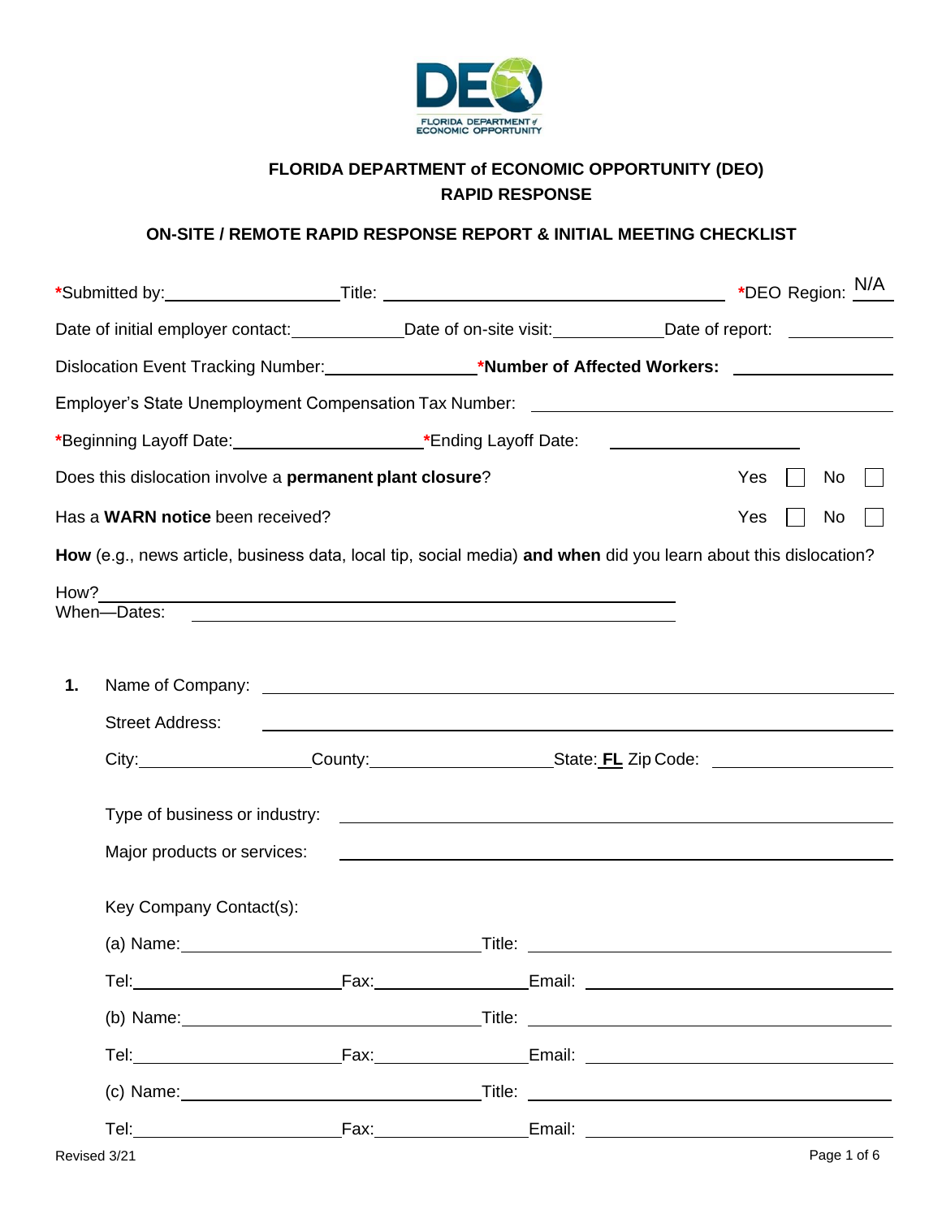# FLORIDA DEPARTMENT of ECONOMIC OPPORTUNITY (DEO)
## RAPID RESPONSE

### ON-SITE / REMOTE RAPID RESPONSE REPORT & INITIAL MEETING CHECKLIST

*Submitted by:__________________ Title: ______________________________ *DEO Region: N/A

Date of initial employer contact:____________ Date of on-site visit:____________ Date of report: ____________

Dislocation Event Tracking Number:________________ ***Number of Affected Workers:** ________________

Employer's State Unemployment Compensation Tax Number: ______________________________

*Beginning Layoff Date:____________________ *Ending Layoff Date: ____________________

Does this dislocation involve a **permanent plant closure**? Yes ☐ No ☐

Has a **WARN notice** been received? Yes ☐ No ☐

**How** (e.g., news article, business data, local tip, social media) **and when** did you learn about this dislocation?

How?______________________________

When—Dates: ______________________________

**1.** Name of Company: ______________________________

Street Address: ______________________________

City:________________ County:________________ State: FL Zip Code: ____________

Type of business or industry: ______________________________

Major products or services: ______________________________

Key Company Contact(s):

(a) Name:______________________ Title: ______________________

Tel:________________ Fax:________________ Email: ________________

(b) Name:______________________ Title: ______________________

Tel:________________ Fax:________________ Email: ________________

(c) Name:______________________ Title: ______________________

Tel:________________ Fax:________________ Email: ________________

Revised 3/21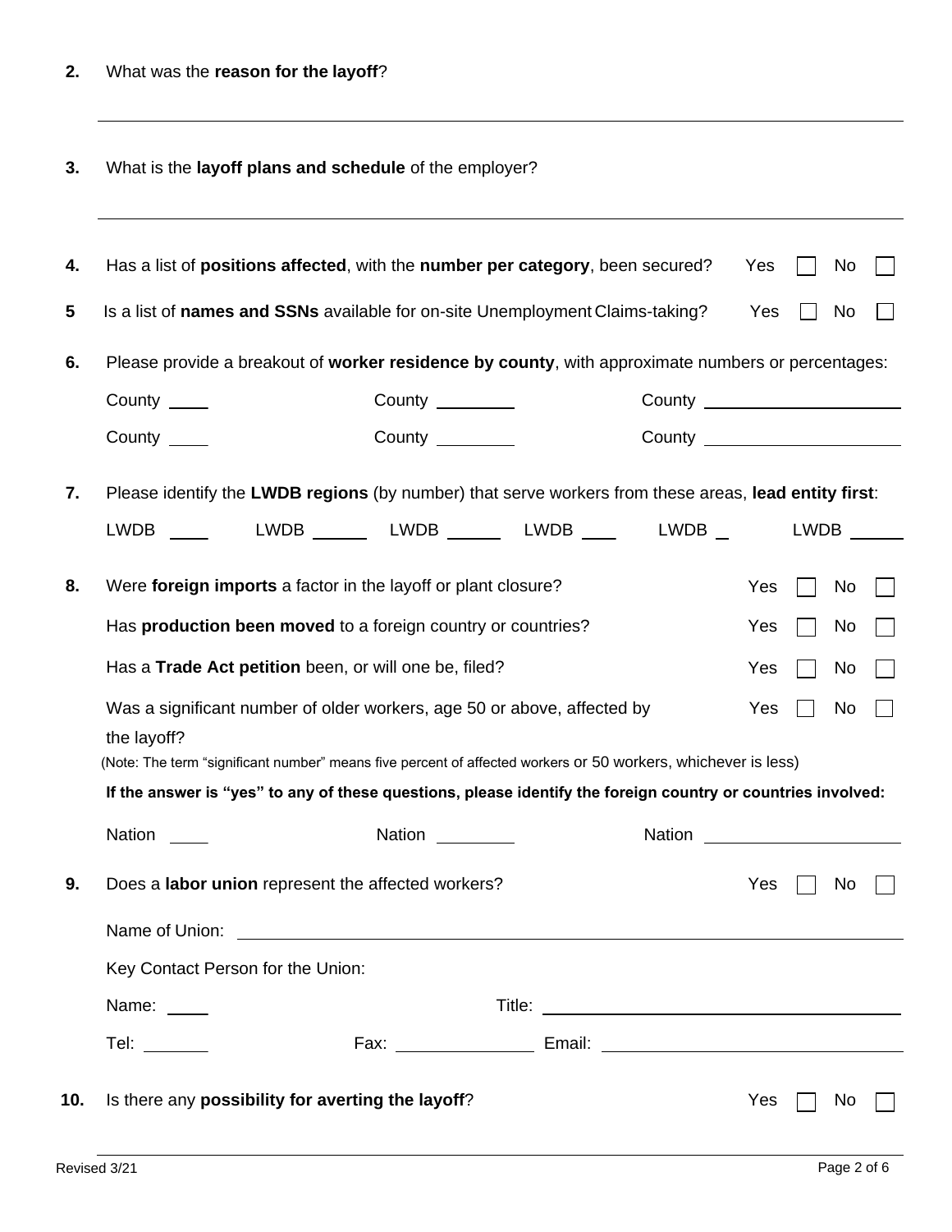**2.** What was the **reason for the layoff**?

______________________________________________________________________

**3.** What is the **layoff plans and schedule** of the employer?

______________________________________________________________________

**4.** Has a list of **positions affected**, with the **number per category**, been secured? Yes ☐ No ☐

**5** Is a list of **names and SSNs** available for on-site Unemployment Claims-taking? Yes ☐ No ☐

**6.** Please provide a breakout of **worker residence by county**, with approximate numbers or percentages:

County ____ County ________ County ____________________

County ____ County ________ County ____________________

**7.** Please identify the **LWDB regions** (by number) that serve workers from these areas, **lead entity first**:

LWDB ____ LWDB ______ LWDB ______ LWDB ___ LWDB _ LWDB _____

**8.** Were **foreign imports** a factor in the layoff or plant closure? Yes ☐ No ☐

Has **production been moved** to a foreign country or countries? Yes ☐ No ☐

Has a **Trade Act petition** been, or will one be, filed? Yes ☐ No ☐

Was a significant number of older workers, age 50 or above, affected by the layoff? Yes ☐ No ☐

(Note: The term "significant number" means five percent of affected workers or 50 workers, whichever is less)

**If the answer is "yes" to any of these questions, please identify the foreign country or countries involved:**

Nation ____ Nation ________ Nation ____________________

**9.** Does a **labor union** represent the affected workers? Yes ☐ No ☐

Name of Union: ________________________________________________

Key Contact Person for the Union:

Name: ____ Title: ________________________________

Tel: _______ Fax: _______________ Email: ____________________________

**10.** Is there any **possibility for averting the layoff**? Yes ☐ No ☐

Revised 3/21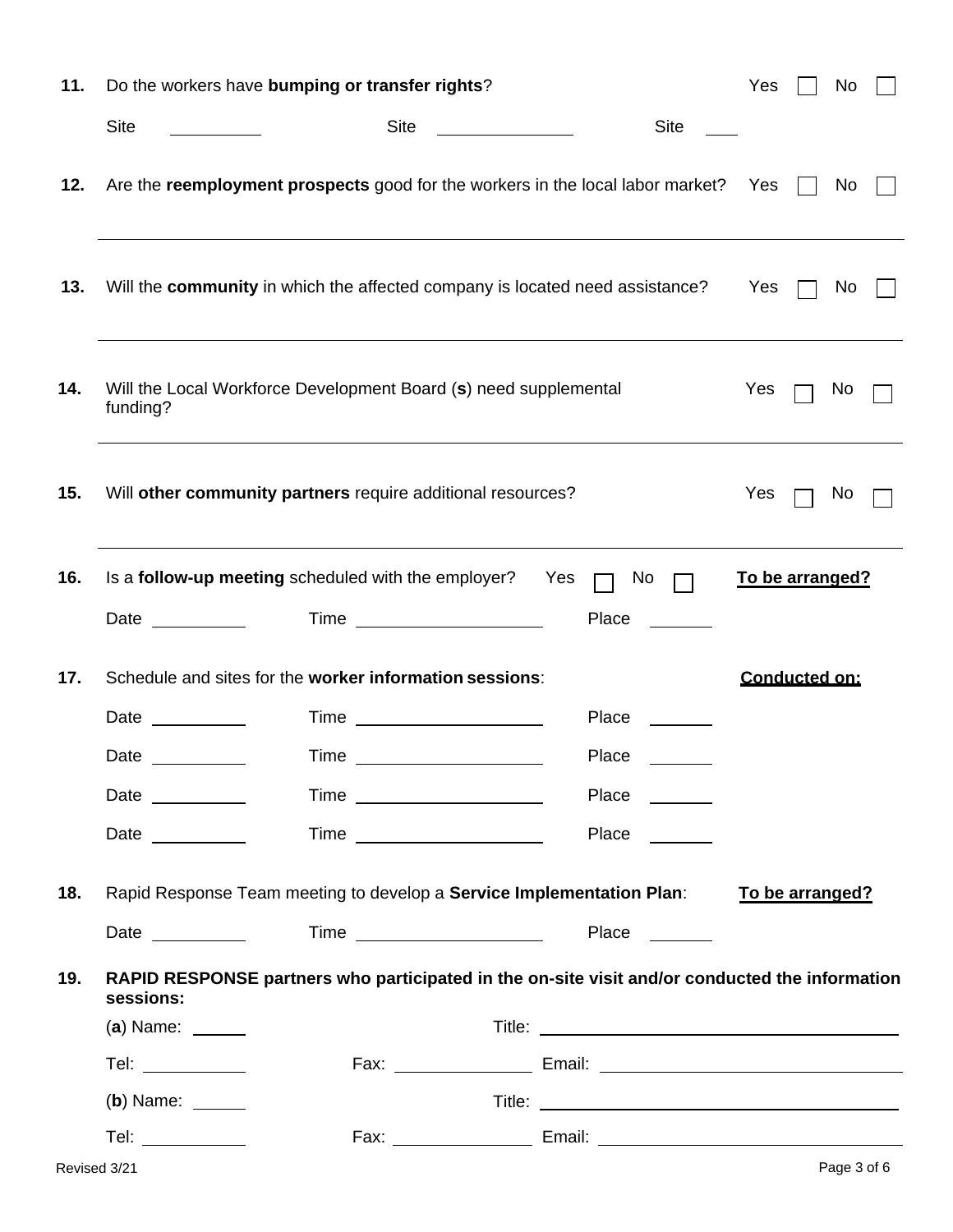**11.** Do the workers have **bumping or transfer rights**? Yes ☐ No ☐

Site ________ Site ____________ Site ___

**12.** Are the **reemployment prospects** good for the workers in the local labor market? Yes ☐ No ☐

---

**13.** Will the **community** in which the affected company is located need assistance? Yes ☐ No ☐

---

**14.** Will the Local Workforce Development Board (**s**) need supplemental funding? Yes ☐ No ☐

---

**15.** Will **other community partners** require additional resources? Yes ☐ No ☐

---

**16.** Is a **follow-up meeting** scheduled with the employer? Yes ☐ No ☐ **To be arranged?**

Date ________ Time ________________ Place ______

**17.** Schedule and sites for the **worker information sessions**: **Conducted on:**

Date ________ Time ________________ Place ______

Date ________ Time ________________ Place ______

Date ________ Time ________________ Place ______

Date ________ Time ________________ Place ______

**18.** Rapid Response Team meeting to develop a **Service Implementation Plan**: **To be arranged?**

Date ________ Time ________________ Place ______

**19.** **RAPID RESPONSE partners who participated in the on-site visit and/or conducted the information sessions:**

(**a**) Name: ______ Title: ________________________________

Tel: __________ Fax: ____________ Email: ____________________________

(**b**) Name: ______ Title: ________________________________

Tel: __________ Fax: ____________ Email: ____________________________

Revised 3/21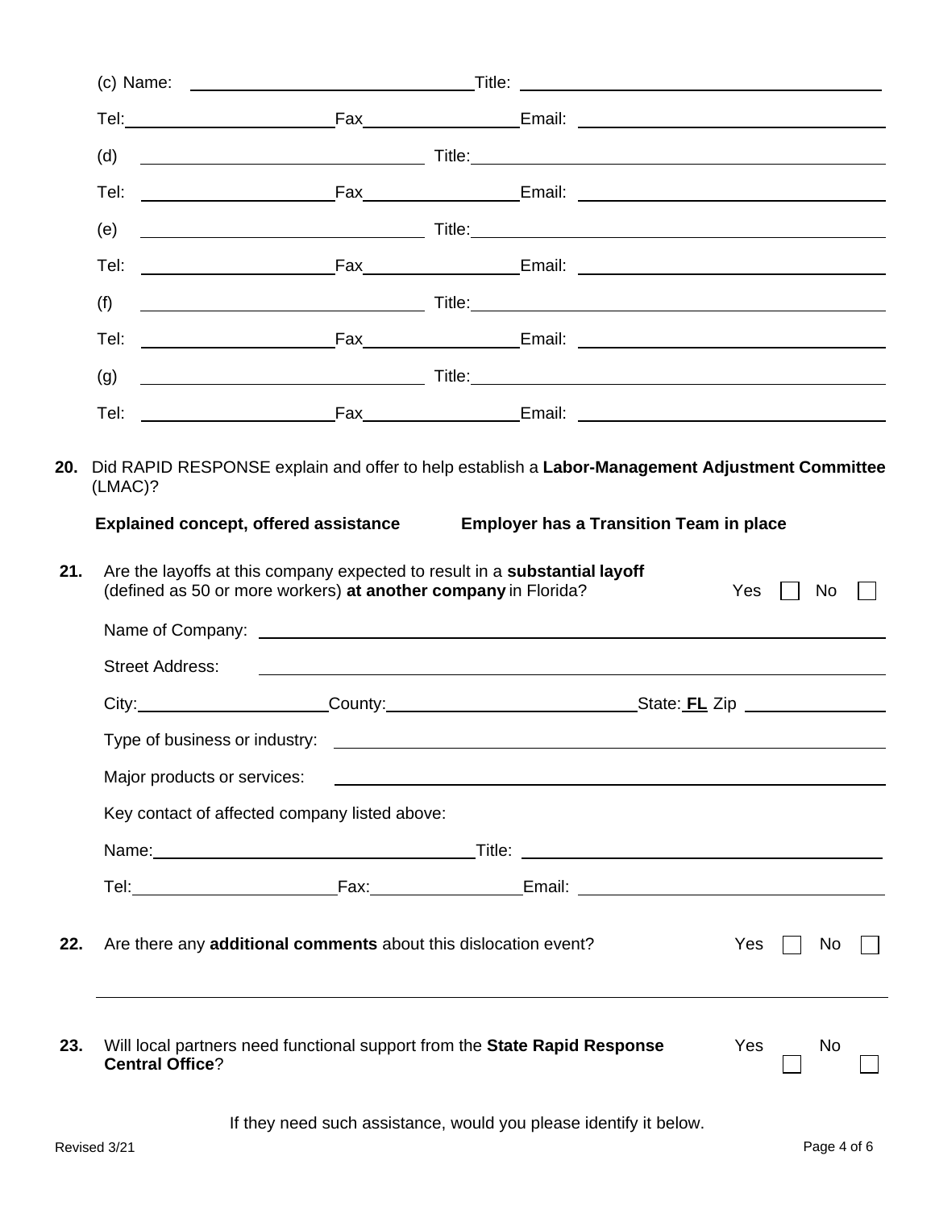(c) Name: ______________________ Title: ______________________

Tel: ______________________ Fax ______________________ Email: ______________________

(d) ______________________ Title: ______________________

Tel: ______________________ Fax ______________________ Email: ______________________

(e) ______________________ Title: ______________________

Tel: ______________________ Fax ______________________ Email: ______________________

(f) ______________________ Title: ______________________

Tel: ______________________ Fax ______________________ Email: ______________________

(g) ______________________ Title: ______________________

Tel: ______________________ Fax ______________________ Email: ______________________

**20.** Did RAPID RESPONSE explain and offer to help establish a **Labor-Management Adjustment Committee** (LMAC)?

**Explained concept, offered assistance** **Employer has a Transition Team in place**

**21.** Are the layoffs at this company expected to result in a **substantial layoff** (defined as 50 or more workers) **at another company** in Florida? Yes ☐ No ☐

Name of Company: ______________________

Street Address: ______________________

City: ______________________ County: ______________________ State: FL Zip ______________________

Type of business or industry: ______________________

Major products or services: ______________________

Key contact of affected company listed above:

Name: ______________________ Title: ______________________

Tel: ______________________ Fax: ______________________ Email: ______________________

**22.** Are there any **additional comments** about this dislocation event? Yes ☐ No ☐

______________________________________________

**23.** Will local partners need functional support from the **State Rapid Response Central Office**? Yes ☐ No ☐

If they need such assistance, would you please identify it below.

Revised 3/21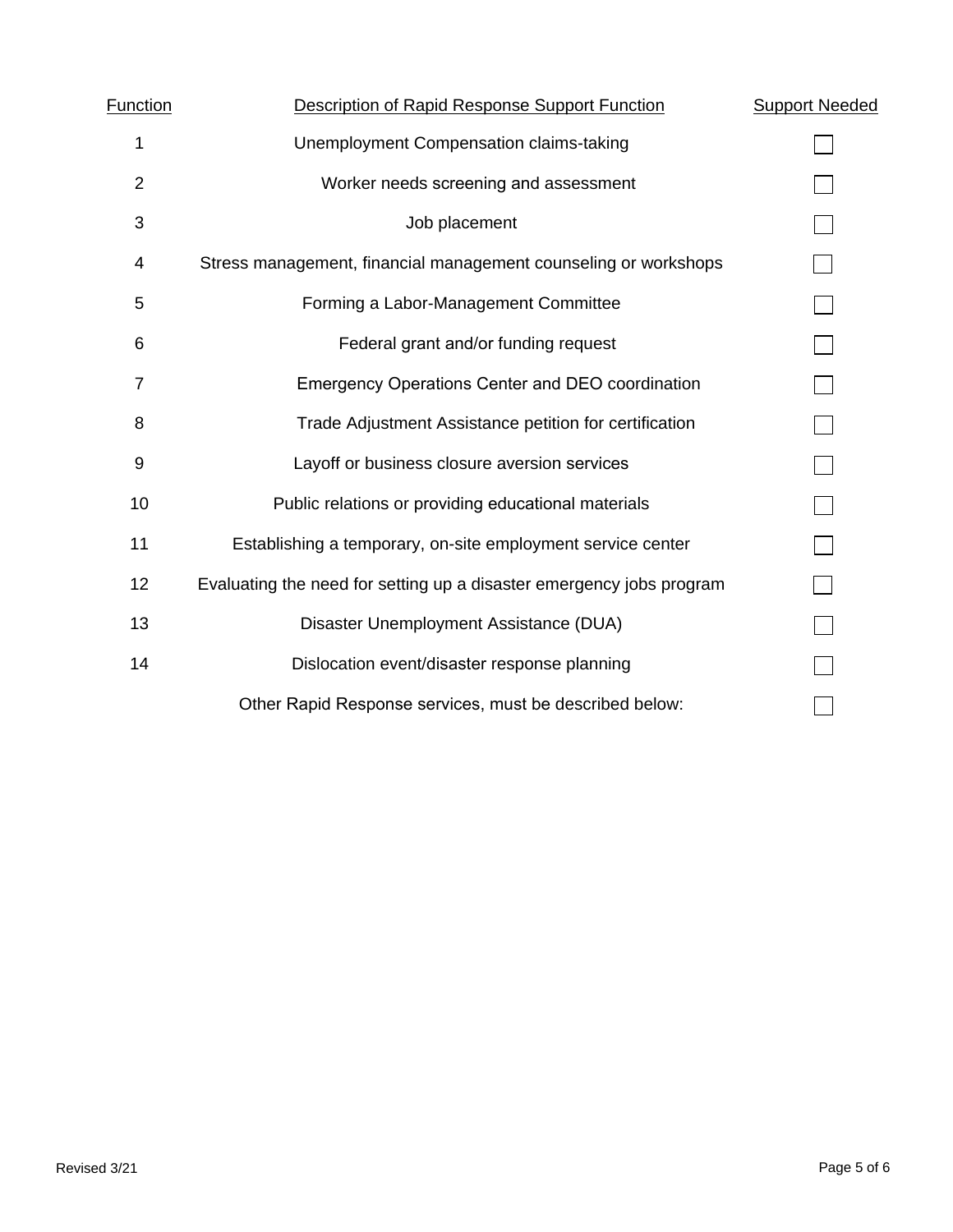| Function | Description of Rapid Response Support Function | Support Needed |
|---|---|---|
| 1 | Unemployment Compensation claims-taking | ☐ |
| 2 | Worker needs screening and assessment | ☐ |
| 3 | Job placement | ☐ |
| 4 | Stress management, financial management counseling or workshops | ☐ |
| 5 | Forming a Labor-Management Committee | ☐ |
| 6 | Federal grant and/or funding request | ☐ |
| 7 | Emergency Operations Center and DEO coordination | ☐ |
| 8 | Trade Adjustment Assistance petition for certification | ☐ |
| 9 | Layoff or business closure aversion services | ☐ |
| 10 | Public relations or providing educational materials | ☐ |
| 11 | Establishing a temporary, on-site employment service center | ☐ |
| 12 | Evaluating the need for setting up a disaster emergency jobs program | ☐ |
| 13 | Disaster Unemployment Assistance (DUA) | ☐ |
| 14 | Dislocation event/disaster response planning | ☐ |
| | Other Rapid Response services, must be described below: | ☐ |

Revised 3/21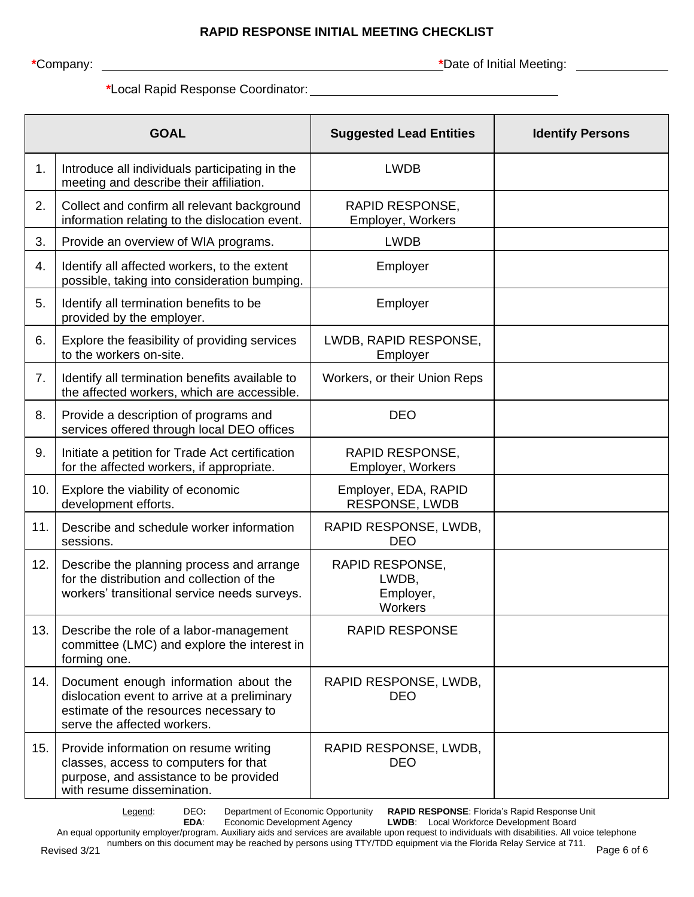# RAPID RESPONSE INITIAL MEETING CHECKLIST

*Company: ______________________ *Date of Initial Meeting: __________

*Local Rapid Response Coordinator: ______________________

| | GOAL | Suggested Lead Entities | Identify Persons |
|---|---|---|---|
| 1. | Introduce all individuals participating in the meeting and describe their affiliation. | LWDB | |
| 2. | Collect and confirm all relevant background information relating to the dislocation event. | RAPID RESPONSE, Employer, Workers | |
| 3. | Provide an overview of WIA programs. | LWDB | |
| 4. | Identify all affected workers, to the extent possible, taking into consideration bumping. | Employer | |
| 5. | Identify all termination benefits to be provided by the employer. | Employer | |
| 6. | Explore the feasibility of providing services to the workers on-site. | LWDB, RAPID RESPONSE, Employer | |
| 7. | Identify all termination benefits available to the affected workers, which are accessible. | Workers, or their Union Reps | |
| 8. | Provide a description of programs and services offered through local DEO offices | DEO | |
| 9. | Initiate a petition for Trade Act certification for the affected workers, if appropriate. | RAPID RESPONSE, Employer, Workers | |
| 10. | Explore the viability of economic development efforts. | Employer, EDA, RAPID RESPONSE, LWDB | |
| 11. | Describe and schedule worker information sessions. | RAPID RESPONSE, LWDB, DEO | |
| 12. | Describe the planning process and arrange for the distribution and collection of the workers' transitional service needs surveys. | RAPID RESPONSE, LWDB, Employer, Workers | |
| 13. | Describe the role of a labor-management committee (LMC) and explore the interest in forming one. | RAPID RESPONSE | |
| 14. | Document enough information about the dislocation event to arrive at a preliminary estimate of the resources necessary to serve the affected workers. | RAPID RESPONSE, LWDB, DEO | |
| 15. | Provide information on resume writing classes, access to computers for that purpose, and assistance to be provided with resume dissemination. | RAPID RESPONSE, LWDB, DEO | |

Legend: DEO: Department of Economic Opportunity; **EDA**: Economic Development Agency; **RAPID RESPONSE**: Florida's Rapid Response Unit; **LWDB**: Local Workforce Development Board

An equal opportunity employer/program. Auxiliary aids and services are available upon request to individuals with disabilities. All voice telephone numbers on this document may be reached by persons using TTY/TDD equipment via the Florida Relay Service at 711.

Revised 3/21